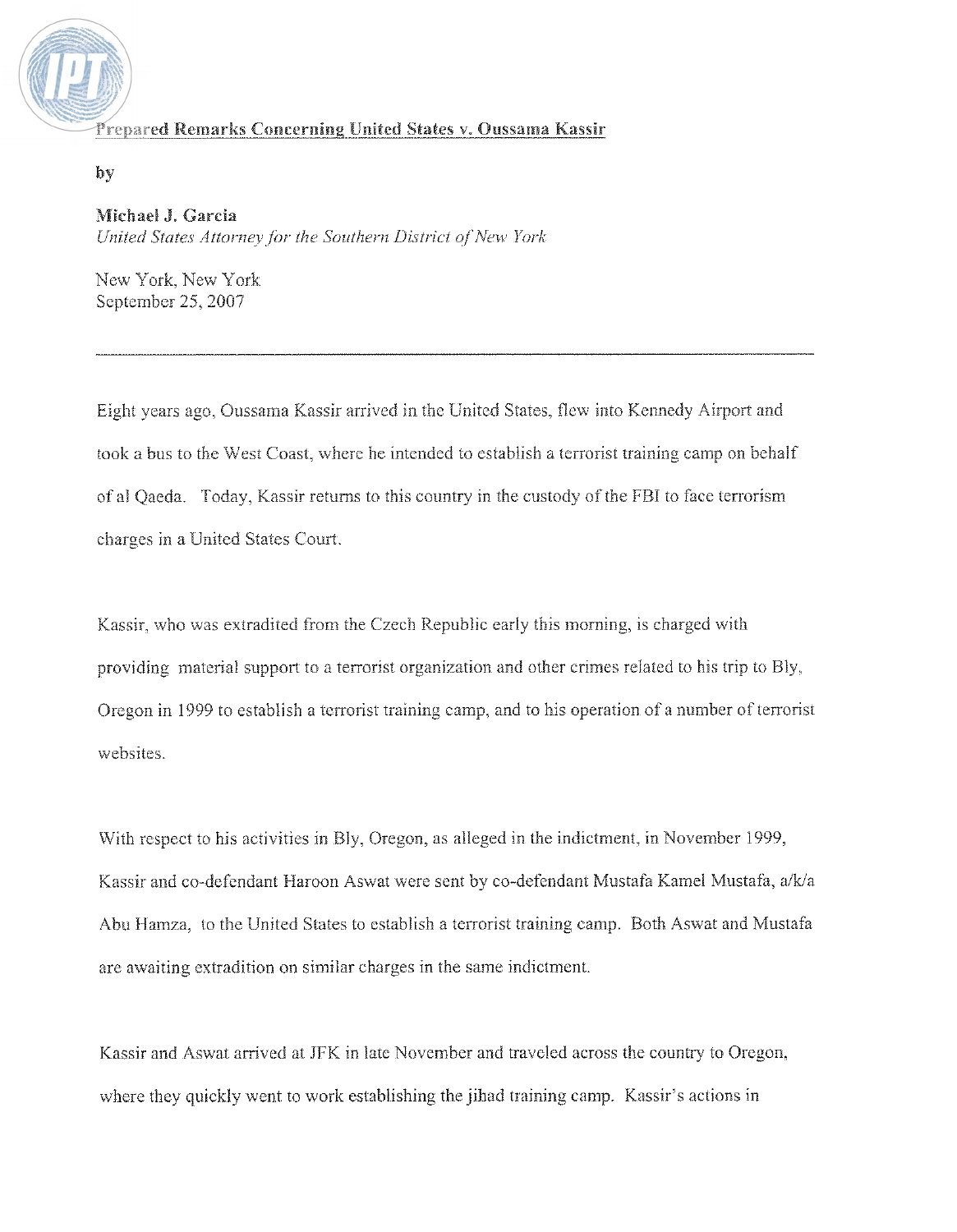**Prepared Remarks Concerning United States v. Oussama Kassir**

**by**

**Michael J. Garcia**
*United States Attorney for the Southern District of New York*

New York, New York
September 25, 2007

---

Eight years ago, Oussama Kassir arrived in the United States, flew into Kennedy Airport and took a bus to the West Coast, where he intended to establish a terrorist training camp on behalf of al Qaeda. Today, Kassir returns to this country in the custody of the FBI to face terrorism charges in a United States Court.

Kassir, who was extradited from the Czech Republic early this morning, is charged with providing material support to a terrorist organization and other crimes related to his trip to Bly, Oregon in 1999 to establish a terrorist training camp, and to his operation of a number of terrorist websites.

With respect to his activities in Bly, Oregon, as alleged in the indictment, in November 1999, Kassir and co-defendant Haroon Aswat were sent by co-defendant Mustafa Kamel Mustafa, a/k/a Abu Hamza, to the United States to establish a terrorist training camp. Both Aswat and Mustafa are awaiting extradition on similar charges in the same indictment.

Kassir and Aswat arrived at JFK in late November and traveled across the country to Oregon, where they quickly went to work establishing the jihad training camp. Kassir's actions in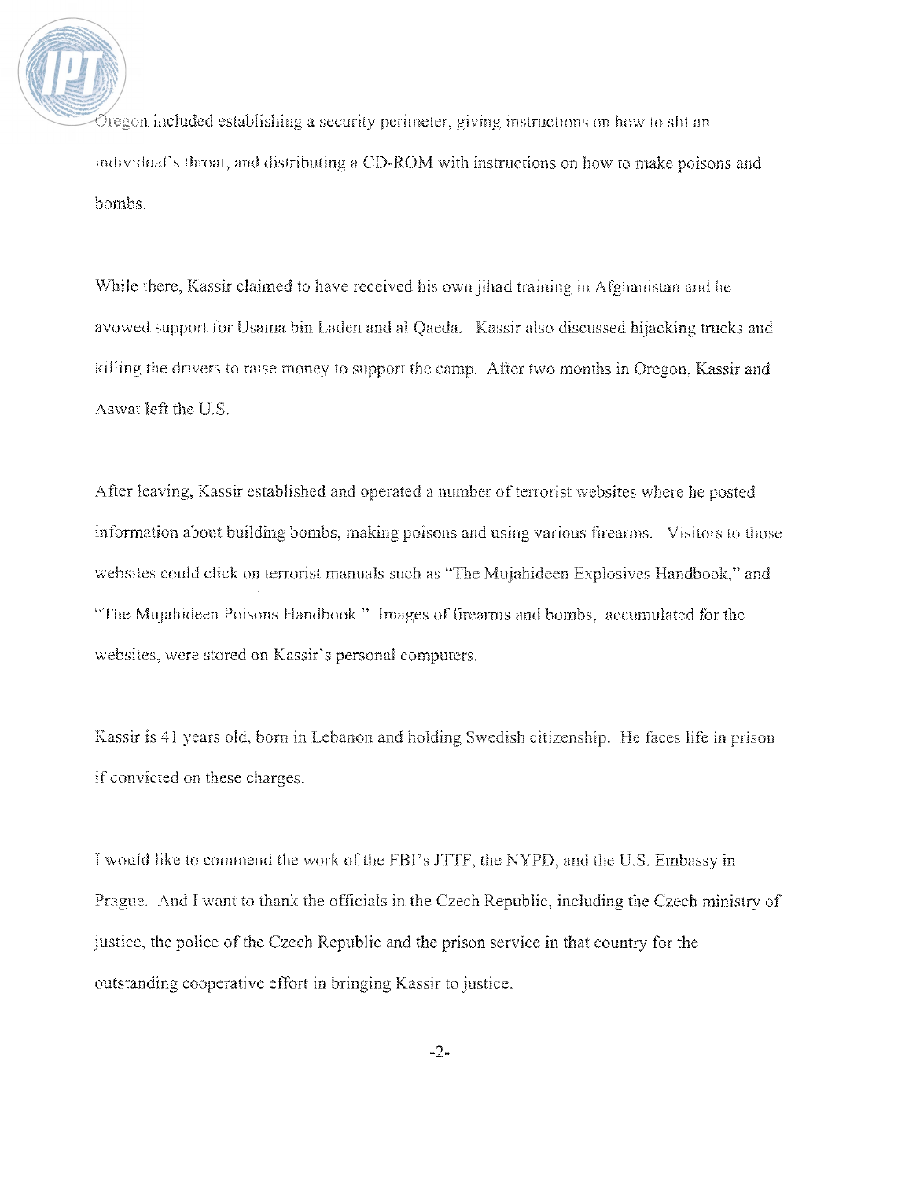Oregon included establishing a security perimeter, giving instructions on how to slit an individual's throat, and distributing a CD-ROM with instructions on how to make poisons and bombs.

While there, Kassir claimed to have received his own jihad training in Afghanistan and he avowed support for Usama bin Laden and al Qaeda. Kassir also discussed hijacking trucks and killing the drivers to raise money to support the camp. After two months in Oregon, Kassir and Aswat left the U.S.

After leaving, Kassir established and operated a number of terrorist websites where he posted information about building bombs, making poisons and using various firearms. Visitors to those websites could click on terrorist manuals such as "The Mujahideen Explosives Handbook," and "The Mujahideen Poisons Handbook." Images of firearms and bombs, accumulated for the websites, were stored on Kassir's personal computers.

Kassir is 41 years old, born in Lebanon and holding Swedish citizenship. He faces life in prison if convicted on these charges.

I would like to commend the work of the FBI's JTTF, the NYPD, and the U.S. Embassy in Prague. And I want to thank the officials in the Czech Republic, including the Czech ministry of justice, the police of the Czech Republic and the prison service in that country for the outstanding cooperative effort in bringing Kassir to justice.